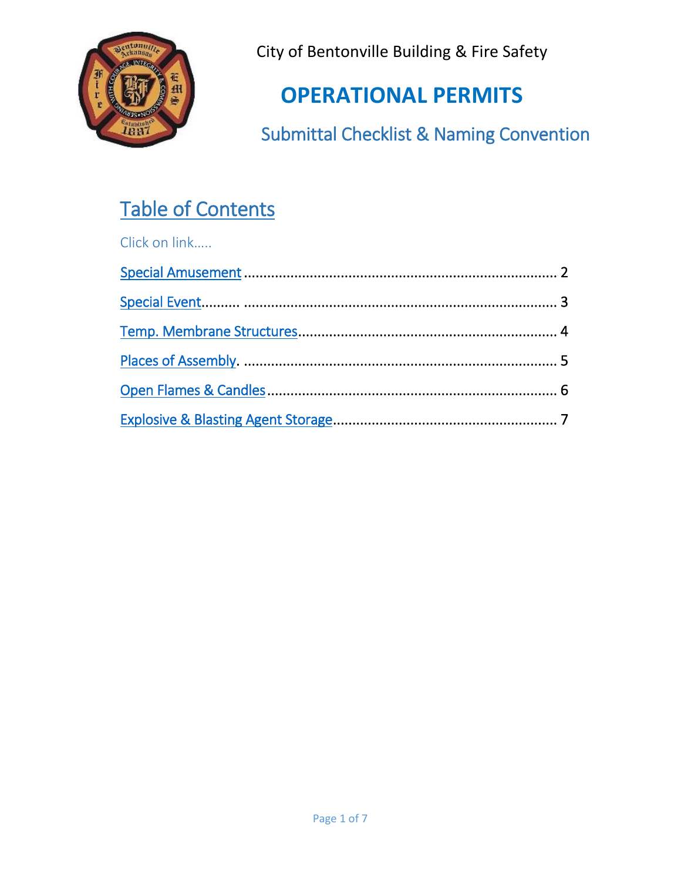City of Bentonville Building & Fire Safety

# OPERATIONAL PERMITS

## Submittal Checklist & Naming Convention

## Table of Contents

Click on link…..

Special Amusement ............................................................................... 2

Special Event.......... ............................................................................... 3

Temp. Membrane Structures.................................................................. 4

Places of Assembly. ................................................................................ 5

Open Flames & Candles .......................................................................... 6

Explosive & Blasting Agent Storage........................................................ 7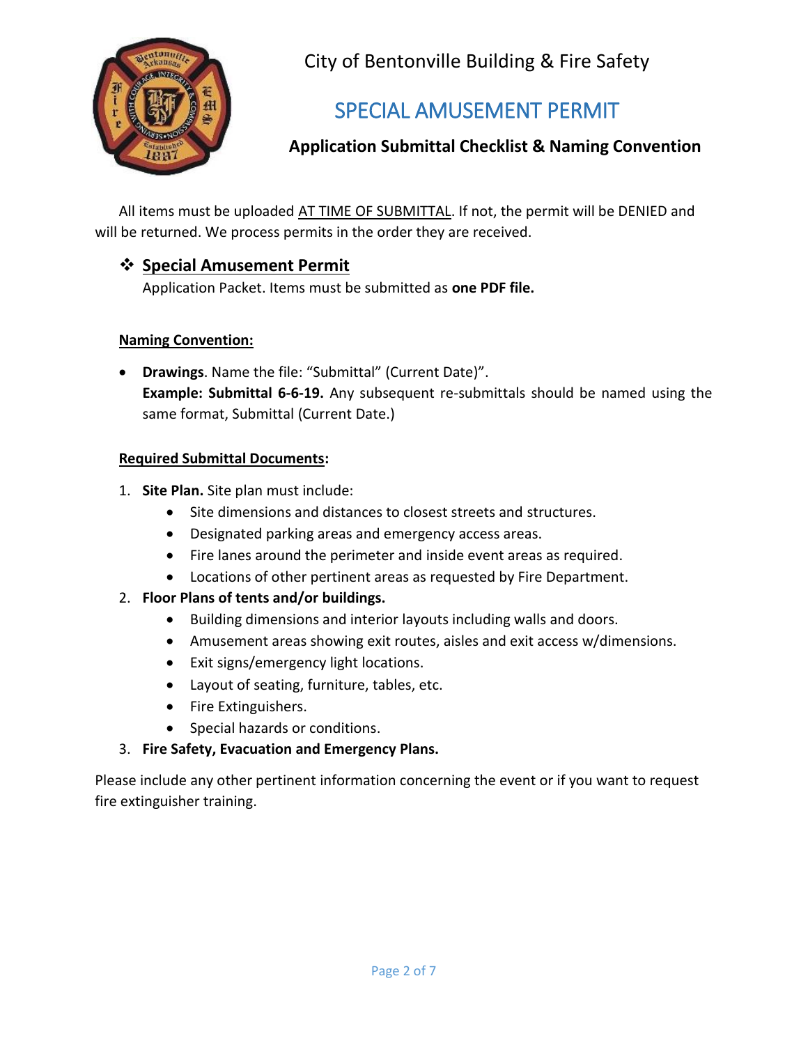City of Bentonville Building & Fire Safety

# SPECIAL AMUSEMENT PERMIT

## Application Submittal Checklist & Naming Convention

All items must be uploaded AT TIME OF SUBMITTAL. If not, the permit will be DENIED and will be returned. We process permits in the order they are received.

❖ **Special Amusement Permit**
Application Packet. Items must be submitted as **one PDF file.**

**Naming Convention:**

- **Drawings**. Name the file: "Submittal" (Current Date)".
  **Example: Submittal 6-6-19.** Any subsequent re-submittals should be named using the same format, Submittal (Current Date.)

**Required Submittal Documents:**

1. **Site Plan.** Site plan must include:
   - Site dimensions and distances to closest streets and structures.
   - Designated parking areas and emergency access areas.
   - Fire lanes around the perimeter and inside event areas as required.
   - Locations of other pertinent areas as requested by Fire Department.
2. **Floor Plans of tents and/or buildings.**
   - Building dimensions and interior layouts including walls and doors.
   - Amusement areas showing exit routes, aisles and exit access w/dimensions.
   - Exit signs/emergency light locations.
   - Layout of seating, furniture, tables, etc.
   - Fire Extinguishers.
   - Special hazards or conditions.
3. **Fire Safety, Evacuation and Emergency Plans.**

Please include any other pertinent information concerning the event or if you want to request fire extinguisher training.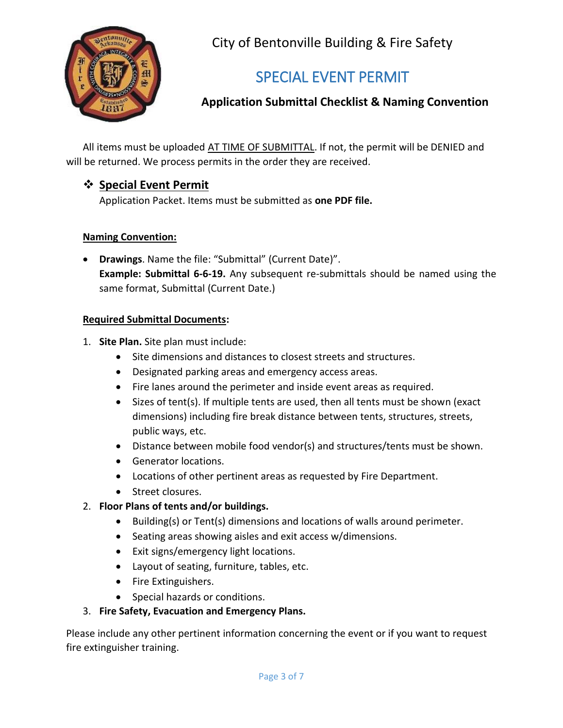# City of Bentonville Building & Fire Safety

## SPECIAL EVENT PERMIT

### Application Submittal Checklist & Naming Convention

All items must be uploaded <u>AT TIME OF SUBMITTAL</u>. If not, the permit will be DENIED and will be returned. We process permits in the order they are received.

❖ **<u>Special Event Permit</u>**

Application Packet. Items must be submitted as **one PDF file.**

**<u>Naming Convention:</u>**

- **Drawings**. Name the file: "Submittal" (Current Date)".
  **Example: Submittal 6-6-19.** Any subsequent re-submittals should be named using the same format, Submittal (Current Date.)

**<u>Required Submittal Documents</u>:**

1. **Site Plan.** Site plan must include:
   - Site dimensions and distances to closest streets and structures.
   - Designated parking areas and emergency access areas.
   - Fire lanes around the perimeter and inside event areas as required.
   - Sizes of tent(s). If multiple tents are used, then all tents must be shown (exact dimensions) including fire break distance between tents, structures, streets, public ways, etc.
   - Distance between mobile food vendor(s) and structures/tents must be shown.
   - Generator locations.
   - Locations of other pertinent areas as requested by Fire Department.
   - Street closures.
2. **Floor Plans of tents and/or buildings.**
   - Building(s) or Tent(s) dimensions and locations of walls around perimeter.
   - Seating areas showing aisles and exit access w/dimensions.
   - Exit signs/emergency light locations.
   - Layout of seating, furniture, tables, etc.
   - Fire Extinguishers.
   - Special hazards or conditions.
3. **Fire Safety, Evacuation and Emergency Plans.**

Please include any other pertinent information concerning the event or if you want to request fire extinguisher training.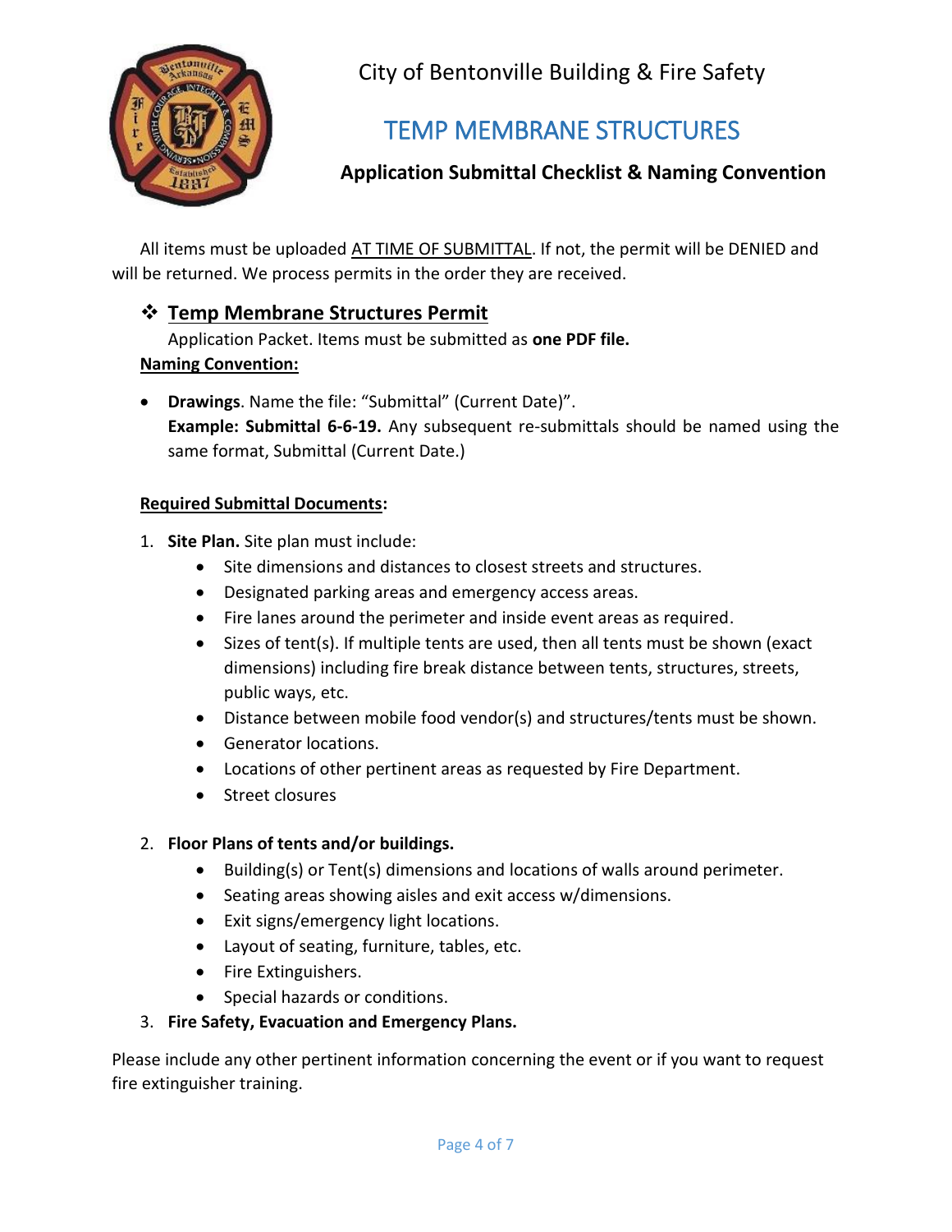City of Bentonville Building & Fire Safety

# TEMP MEMBRANE STRUCTURES

### Application Submittal Checklist & Naming Convention

All items must be uploaded AT TIME OF SUBMITTAL. If not, the permit will be DENIED and will be returned. We process permits in the order they are received.

## ❖ Temp Membrane Structures Permit

Application Packet. Items must be submitted as **one PDF file.**

**Naming Convention:**

- **Drawings**. Name the file: "Submittal" (Current Date)".
  **Example: Submittal 6-6-19.** Any subsequent re-submittals should be named using the same format, Submittal (Current Date.)

**Required Submittal Documents:**

1. **Site Plan.** Site plan must include:
   - Site dimensions and distances to closest streets and structures.
   - Designated parking areas and emergency access areas.
   - Fire lanes around the perimeter and inside event areas as required.
   - Sizes of tent(s). If multiple tents are used, then all tents must be shown (exact dimensions) including fire break distance between tents, structures, streets, public ways, etc.
   - Distance between mobile food vendor(s) and structures/tents must be shown.
   - Generator locations.
   - Locations of other pertinent areas as requested by Fire Department.
   - Street closures

2. **Floor Plans of tents and/or buildings.**
   - Building(s) or Tent(s) dimensions and locations of walls around perimeter.
   - Seating areas showing aisles and exit access w/dimensions.
   - Exit signs/emergency light locations.
   - Layout of seating, furniture, tables, etc.
   - Fire Extinguishers.
   - Special hazards or conditions.
3. **Fire Safety, Evacuation and Emergency Plans.**

Please include any other pertinent information concerning the event or if you want to request fire extinguisher training.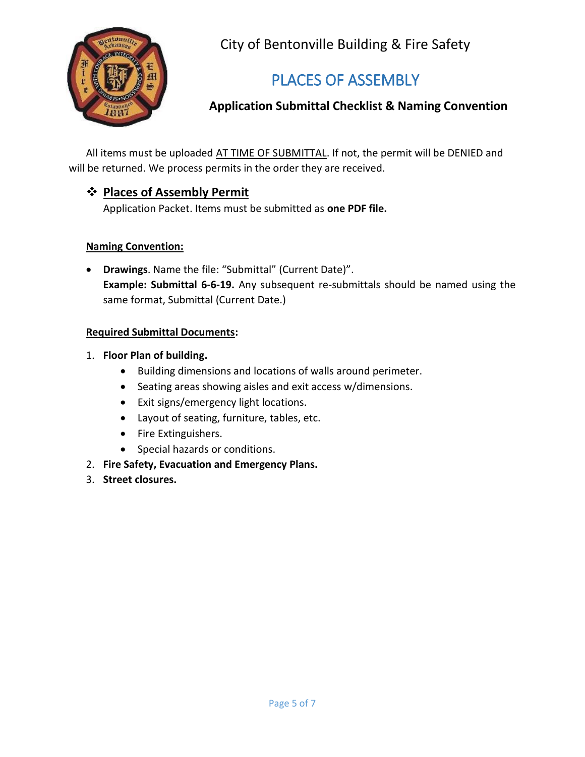City of Bentonville Building & Fire Safety

# PLACES OF ASSEMBLY

### Application Submittal Checklist & Naming Convention

All items must be uploaded AT TIME OF SUBMITTAL. If not, the permit will be DENIED and will be returned. We process permits in the order they are received.

## ❖ Places of Assembly Permit

Application Packet. Items must be submitted as **one PDF file.**

**Naming Convention:**

- **Drawings**. Name the file: "Submittal" (Current Date)".
  **Example: Submittal 6-6-19.** Any subsequent re-submittals should be named using the same format, Submittal (Current Date.)

**Required Submittal Documents:**

1. **Floor Plan of building.**
   - Building dimensions and locations of walls around perimeter.
   - Seating areas showing aisles and exit access w/dimensions.
   - Exit signs/emergency light locations.
   - Layout of seating, furniture, tables, etc.
   - Fire Extinguishers.
   - Special hazards or conditions.
2. **Fire Safety, Evacuation and Emergency Plans.**
3. **Street closures.**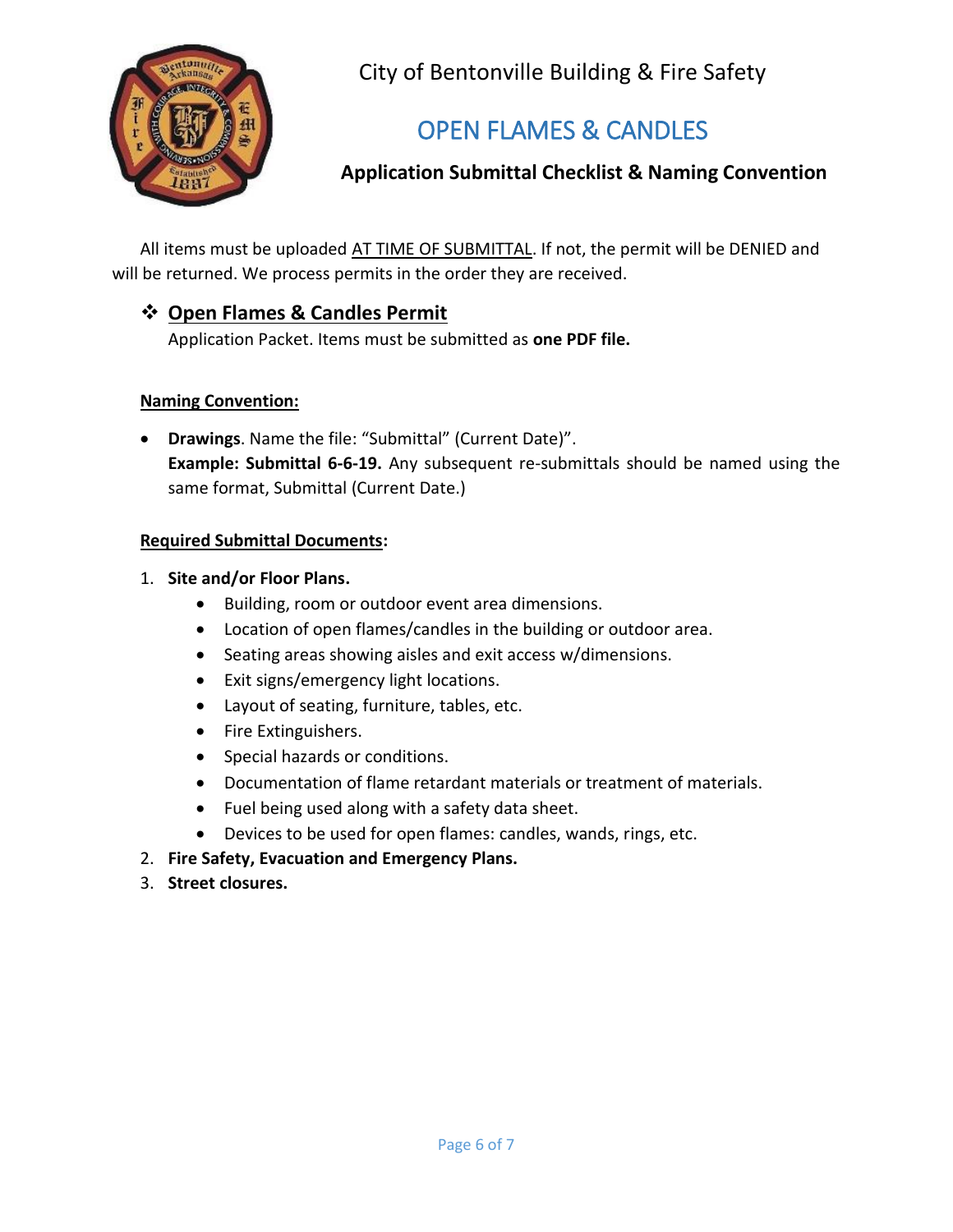City of Bentonville Building & Fire Safety

# OPEN FLAMES & CANDLES

### Application Submittal Checklist & Naming Convention

All items must be uploaded <u>AT TIME OF SUBMITTAL</u>. If not, the permit will be DENIED and will be returned. We process permits in the order they are received.

## ❖ <u>Open Flames & Candles Permit</u>

Application Packet. Items must be submitted as **one PDF file.**

**<u>Naming Convention:</u>**

- **Drawings**. Name the file: "Submittal" (Current Date)".
  **Example: Submittal 6-6-19.** Any subsequent re-submittals should be named using the same format, Submittal (Current Date.)

**<u>Required Submittal Documents</u>:**

1. **Site and/or Floor Plans.**
   - Building, room or outdoor event area dimensions.
   - Location of open flames/candles in the building or outdoor area.
   - Seating areas showing aisles and exit access w/dimensions.
   - Exit signs/emergency light locations.
   - Layout of seating, furniture, tables, etc.
   - Fire Extinguishers.
   - Special hazards or conditions.
   - Documentation of flame retardant materials or treatment of materials.
   - Fuel being used along with a safety data sheet.
   - Devices to be used for open flames: candles, wands, rings, etc.
2. **Fire Safety, Evacuation and Emergency Plans.**
3. **Street closures.**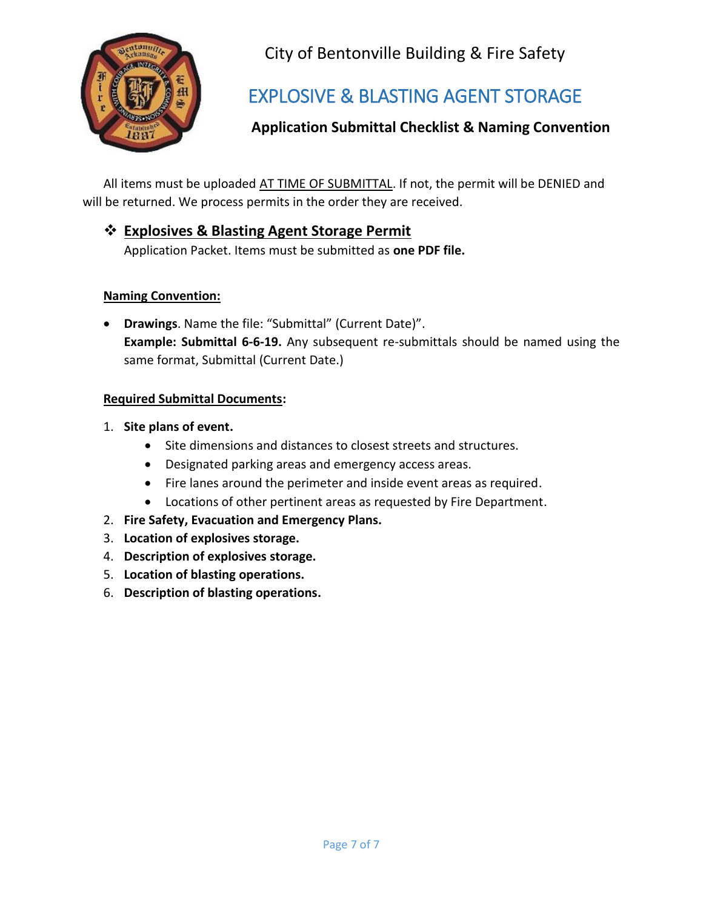City of Bentonville Building & Fire Safety

# EXPLOSIVE & BLASTING AGENT STORAGE

### Application Submittal Checklist & Naming Convention

All items must be uploaded AT TIME OF SUBMITTAL. If not, the permit will be DENIED and will be returned. We process permits in the order they are received.

❖ **Explosives & Blasting Agent Storage Permit**
Application Packet. Items must be submitted as **one PDF file.**

**Naming Convention:**

- **Drawings**. Name the file: "Submittal" (Current Date)".
  **Example: Submittal 6-6-19.** Any subsequent re-submittals should be named using the same format, Submittal (Current Date.)

**Required Submittal Documents:**

1. **Site plans of event.**
   - Site dimensions and distances to closest streets and structures.
   - Designated parking areas and emergency access areas.
   - Fire lanes around the perimeter and inside event areas as required.
   - Locations of other pertinent areas as requested by Fire Department.
2. **Fire Safety, Evacuation and Emergency Plans.**
3. **Location of explosives storage.**
4. **Description of explosives storage.**
5. **Location of blasting operations.**
6. **Description of blasting operations.**